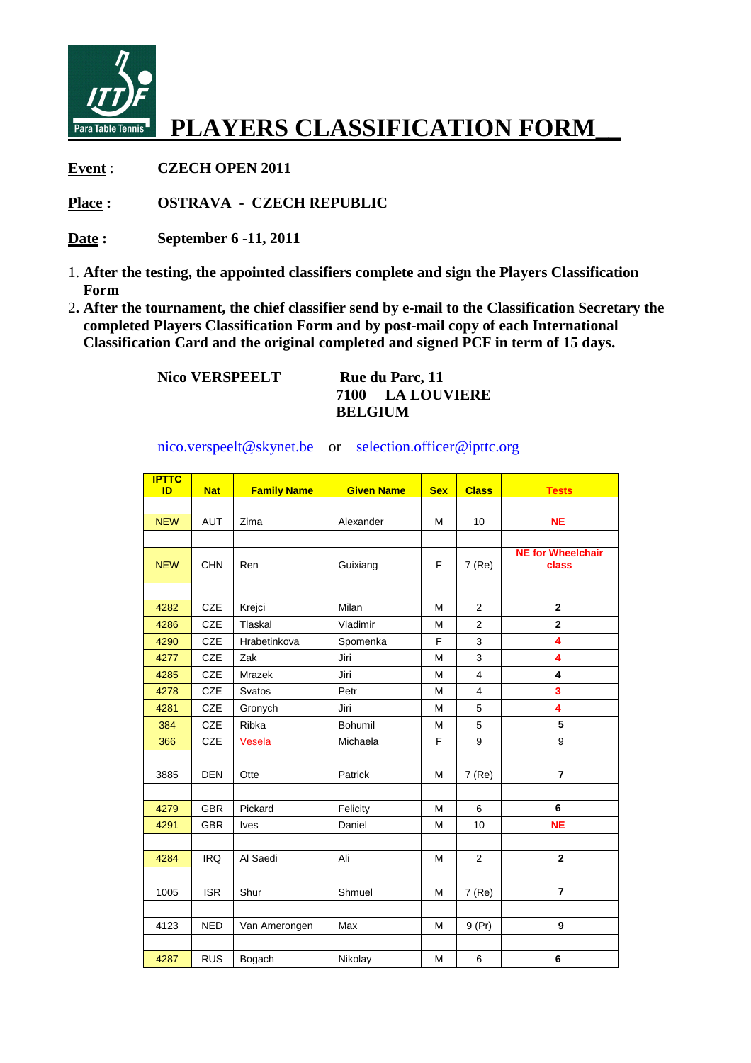# PLAYERS CLASSIFICATION FORM

**Event** : **CZECH OPEN 2011**

**Place :** **OSTRAVA - CZECH REPUBLIC**

**Date :** **September 6 -11, 2011**

1. **After the testing, the appointed classifiers complete and sign the Players Classification Form**
2. **After the tournament, the chief classifier send by e-mail to the Classification Secretary the completed Players Classification Form and by post-mail copy of each International Classification Card and the original completed and signed PCF in term of 15 days.**

**Nico VERSPEELT**

**Rue du Parc, 11**
**7100 LA LOUVIERE**
**BELGIUM**

nico.verspeelt@skynet.be or selection.officer@ipttc.org

| IPTTC ID | Nat | Family Name | Given Name | Sex | Class | Tests |
|---|---|---|---|---|---|---|
| | | | | | | |
| NEW | AUT | Zima | Alexander | M | 10 | NE |
| | | | | | | |
| NEW | CHN | Ren | Guixiang | F | 7 (Re) | NE for Wheelchair class |
| | | | | | | |
| 4282 | CZE | Krejci | Milan | M | 2 | 2 |
| 4286 | CZE | Tlaskal | Vladimir | M | 2 | 2 |
| 4290 | CZE | Hrabetinkova | Spomenka | F | 3 | 4 |
| 4277 | CZE | Zak | Jiri | M | 3 | 4 |
| 4285 | CZE | Mrazek | Jiri | M | 4 | 4 |
| 4278 | CZE | Svatos | Petr | M | 4 | 3 |
| 4281 | CZE | Gronych | Jiri | M | 5 | 4 |
| 384 | CZE | Ribka | Bohumil | M | 5 | 5 |
| 366 | CZE | Vesela | Michaela | F | 9 | 9 |
| | | | | | | |
| 3885 | DEN | Otte | Patrick | M | 7 (Re) | 7 |
| | | | | | | |
| 4279 | GBR | Pickard | Felicity | M | 6 | 6 |
| 4291 | GBR | Ives | Daniel | M | 10 | NE |
| | | | | | | |
| 4284 | IRQ | Al Saedi | Ali | M | 2 | 2 |
| | | | | | | |
| 1005 | ISR | Shur | Shmuel | M | 7 (Re) | 7 |
| | | | | | | |
| 4123 | NED | Van Amerongen | Max | M | 9 (Pr) | 9 |
| | | | | | | |
| 4287 | RUS | Bogach | Nikolay | M | 6 | 6 |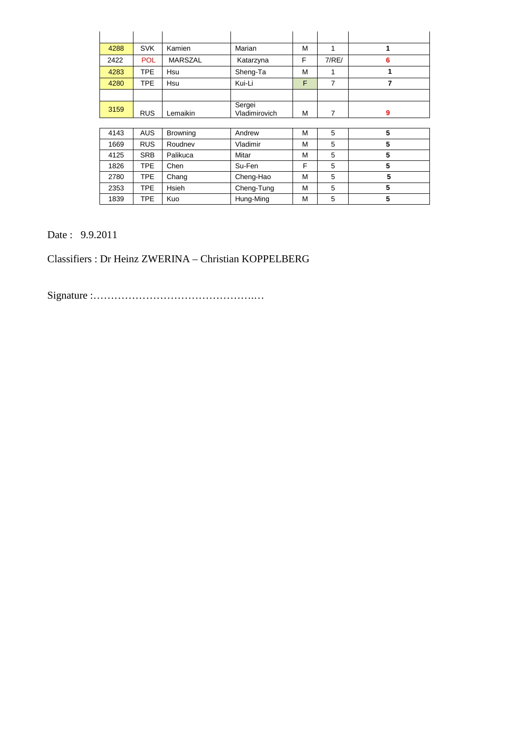| | | | | | | |
|---|---|---|---|---|---|---|
| | | | | | | |
| 4288 | SVK | Kamien | Marian | M | 1 | **1** |
| 2422 | POL | MARSZAL | Katarzyna | F | 7/RE/ | **6** |
| 4283 | TPE | Hsu | Sheng-Ta | M | 1 | **1** |
| 4280 | TPE | Hsu | Kui-Li | F | 7 | **7** |
| | | | | | | |
| 3159 | RUS | Lemaikin | Sergei Vladimirovich | M | 7 | **9** |

| | | | | | | |
|---|---|---|---|---|---|---|
| 4143 | AUS | Browning | Andrew | M | 5 | **5** |
| 1669 | RUS | Roudnev | Vladimir | M | 5 | **5** |
| 4125 | SRB | Palikuca | Mitar | M | 5 | **5** |
| 1826 | TPE | Chen | Su-Fen | F | 5 | **5** |
| 2780 | TPE | Chang | Cheng-Hao | M | 5 | **5** |
| 2353 | TPE | Hsieh | Cheng-Tung | M | 5 | **5** |
| 1839 | TPE | Kuo | Hung-Ming | M | 5 | **5** |

Date : 9.9.2011

Classifiers : Dr Heinz ZWERINA – Christian KOPPELBERG

Signature :………………………………………..…